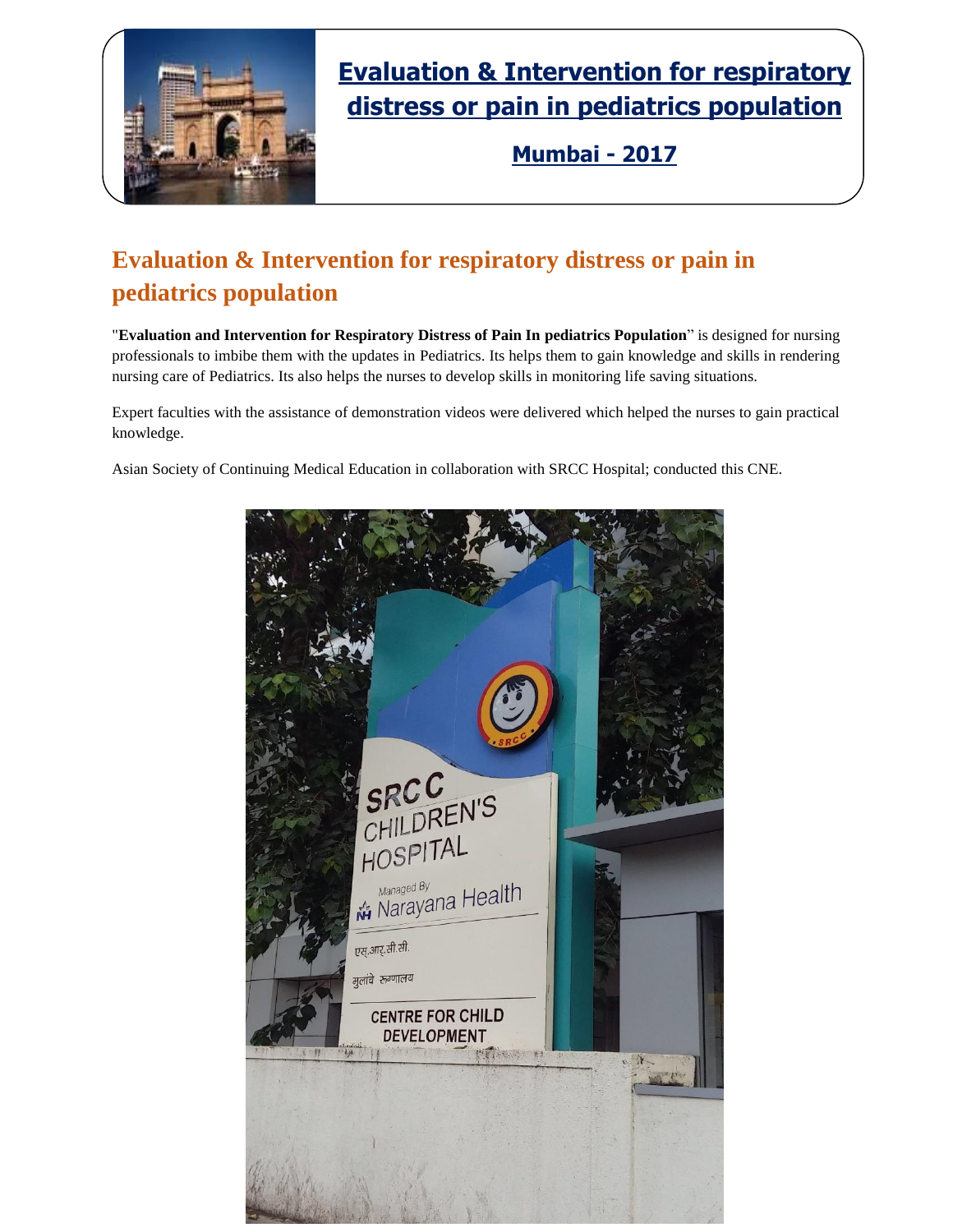# Evaluation & Intervention for respiratory distress or pain in pediatrics population

## Mumbai - 2017

## Evaluation & Intervention for respiratory distress or pain in pediatrics population

"**Evaluation and Intervention for Respiratory Distress of Pain In pediatrics Population**" is designed for nursing professionals to imbibe them with the updates in Pediatrics. Its helps them to gain knowledge and skills in rendering nursing care of Pediatrics. Its also helps the nurses to develop skills in monitoring life saving situations.

Expert faculties with the assistance of demonstration videos were delivered which helped the nurses to gain practical knowledge.

Asian Society of Continuing Medical Education in collaboration with SRCC Hospital; conducted this CNE.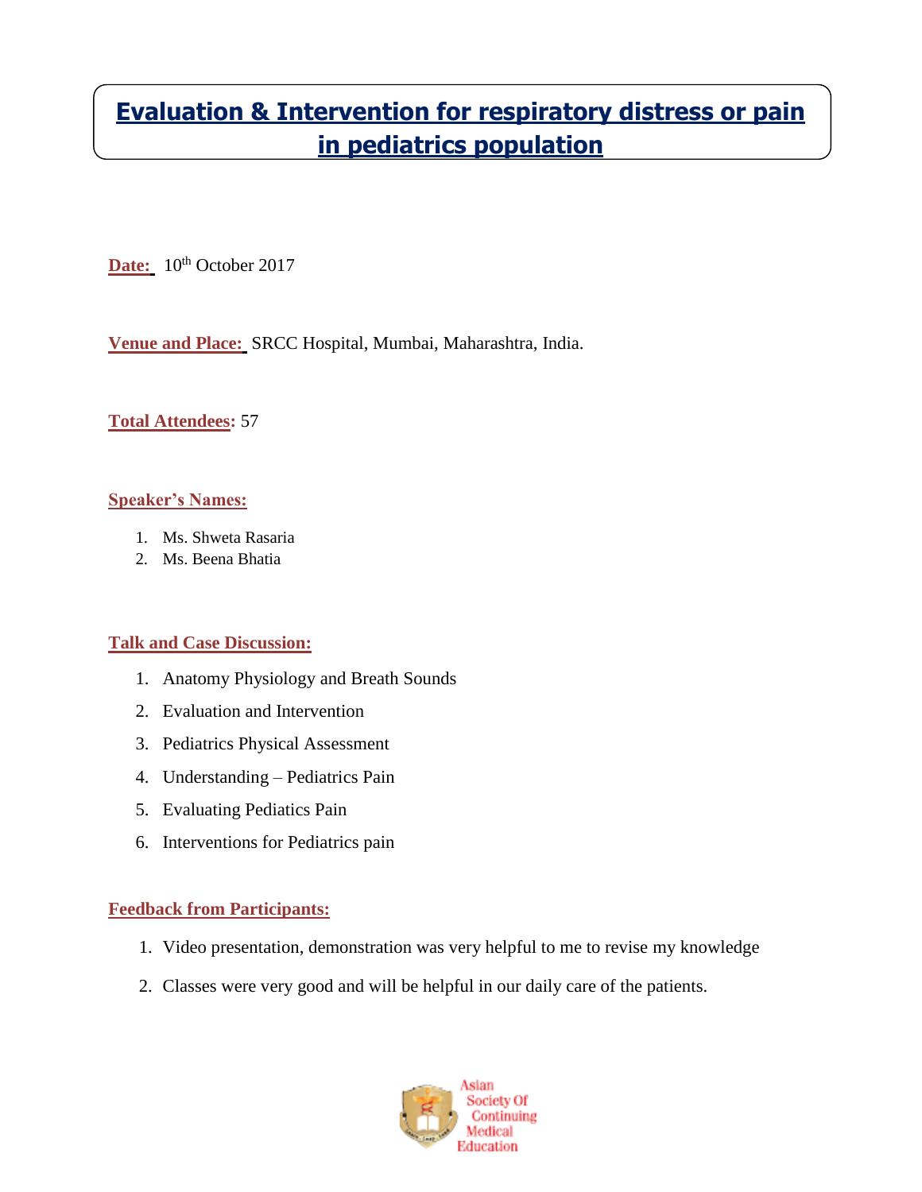# Evaluation & Intervention for respiratory distress or pain in pediatrics population

**Date:** 10th October 2017

**Venue and Place:** SRCC Hospital, Mumbai, Maharashtra, India.

**Total Attendees:** 57

**Speaker's Names:**

1. Ms. Shweta Rasaria
2. Ms. Beena Bhatia

**Talk and Case Discussion:**

1. Anatomy Physiology and Breath Sounds
2. Evaluation and Intervention
3. Pediatrics Physical Assessment
4. Understanding – Pediatrics Pain
5. Evaluating Pediatics Pain
6. Interventions for Pediatrics pain

**Feedback from Participants:**

1. Video presentation, demonstration was very helpful to me to revise my knowledge
2. Classes were very good and will be helpful in our daily care of the patients.

Asian Society Of Continuing Medical Education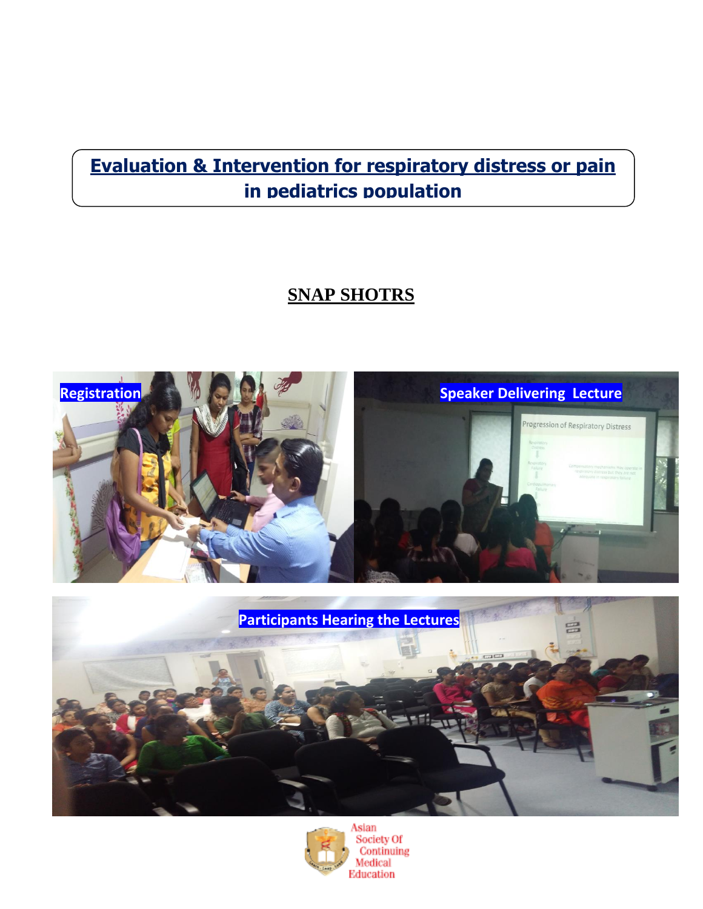# Evaluation & Intervention for respiratory distress or pain in pediatrics population

## SNAP SHOTRS

Registration

Speaker Delivering Lecture

Participants Hearing the Lectures

Asian Society Of Continuing Medical Education